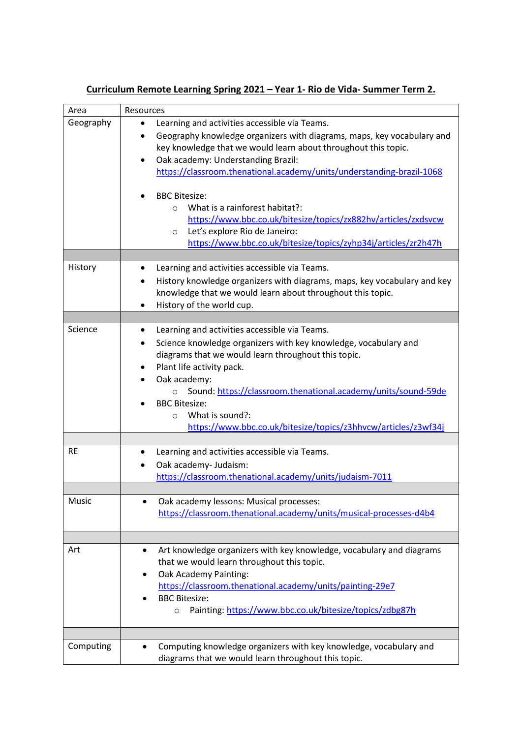**Curriculum Remote Learning Spring 2021 – Year 1- Rio de Vida- Summer Term 2.**

| Area | Resources |
|---|---|
| Geography | • Learning and activities accessible via Teams.<br>• Geography knowledge organizers with diagrams, maps, key vocabulary and key knowledge that we would learn about throughout this topic.<br>• Oak academy: Understanding Brazil: https://classroom.thenational.academy/units/understanding-brazil-1068<br><br>• BBC Bitesize:<br>  ○ What is a rainforest habitat?: https://www.bbc.co.uk/bitesize/topics/zx882hv/articles/zxdsvcw<br>  ○ Let's explore Rio de Janeiro: https://www.bbc.co.uk/bitesize/topics/zyhp34j/articles/zr2h47h |
| | |
| History | • Learning and activities accessible via Teams.<br>• History knowledge organizers with diagrams, maps, key vocabulary and key knowledge that we would learn about throughout this topic.<br>• History of the world cup. |
| | |
| Science | • Learning and activities accessible via Teams.<br>• Science knowledge organizers with key knowledge, vocabulary and diagrams that we would learn throughout this topic.<br>• Plant life activity pack.<br>• Oak academy:<br>  ○ Sound: https://classroom.thenational.academy/units/sound-59de<br>• BBC Bitesize:<br>  ○ What is sound?: https://www.bbc.co.uk/bitesize/topics/z3hhvcw/articles/z3wf34j |
| | |
| RE | • Learning and activities accessible via Teams.<br>• Oak academy- Judaism: https://classroom.thenational.academy/units/judaism-7011 |
| | |
| Music | • Oak academy lessons: Musical processes: https://classroom.thenational.academy/units/musical-processes-d4b4 |
| | |
| Art | • Art knowledge organizers with key knowledge, vocabulary and diagrams that we would learn throughout this topic.<br>• Oak Academy Painting: https://classroom.thenational.academy/units/painting-29e7<br>• BBC Bitesize:<br>  ○ Painting: https://www.bbc.co.uk/bitesize/topics/zdbg87h |
| | |
| Computing | • Computing knowledge organizers with key knowledge, vocabulary and diagrams that we would learn throughout this topic. |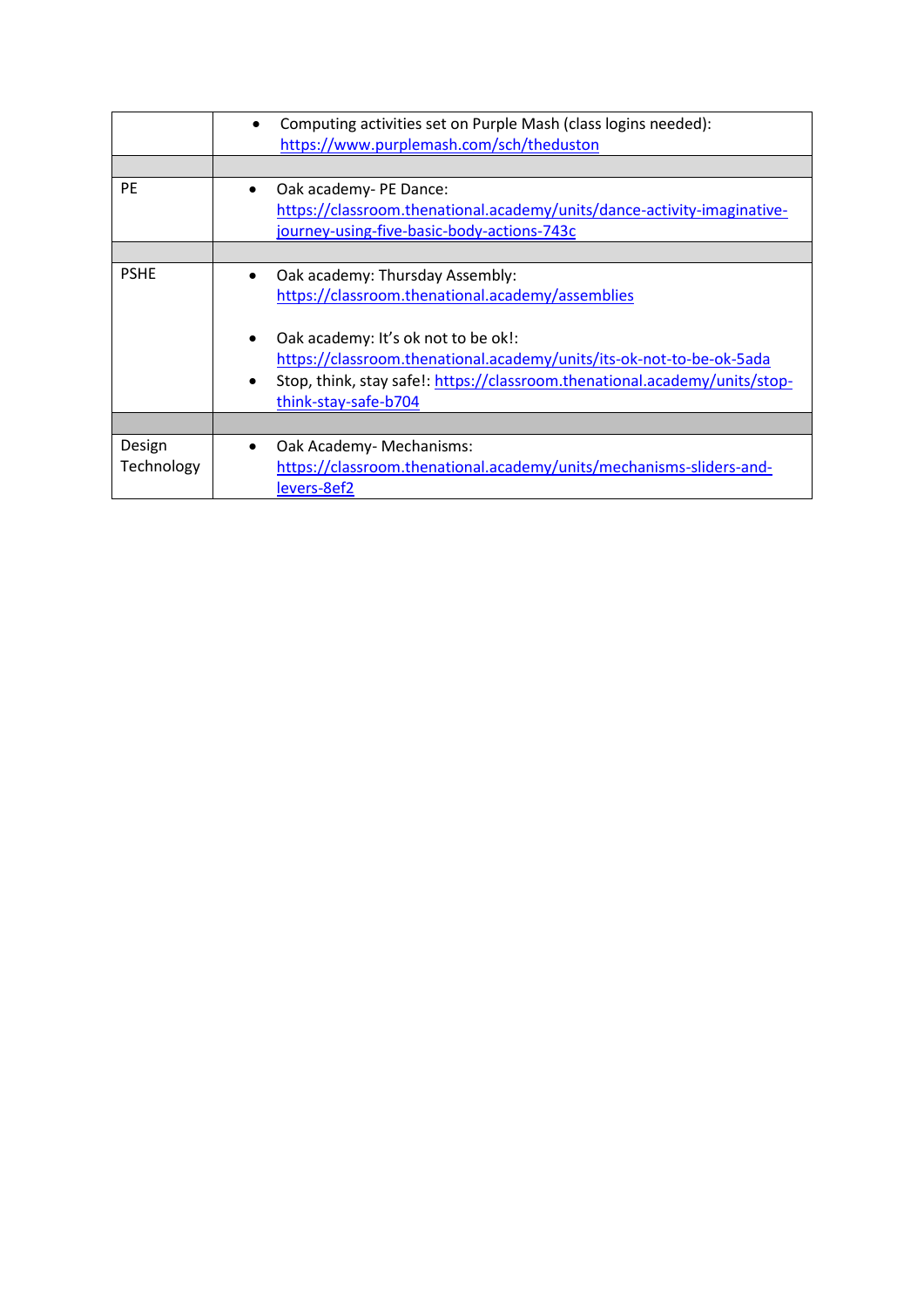| | |
|---|---|
| | • Computing activities set on Purple Mash (class logins needed): https://www.purplemash.com/sch/theduston |
| | |
| PE | • Oak academy- PE Dance: https://classroom.thenational.academy/units/dance-activity-imaginative-journey-using-five-basic-body-actions-743c |
| | |
| PSHE | • Oak academy: Thursday Assembly: https://classroom.thenational.academy/assemblies<br><br>• Oak academy: It's ok not to be ok!: https://classroom.thenational.academy/units/its-ok-not-to-be-ok-5ada<br>• Stop, think, stay safe!: https://classroom.thenational.academy/units/stop-think-stay-safe-b704 |
| | |
| Design Technology | • Oak Academy- Mechanisms: https://classroom.thenational.academy/units/mechanisms-sliders-and-levers-8ef2 |